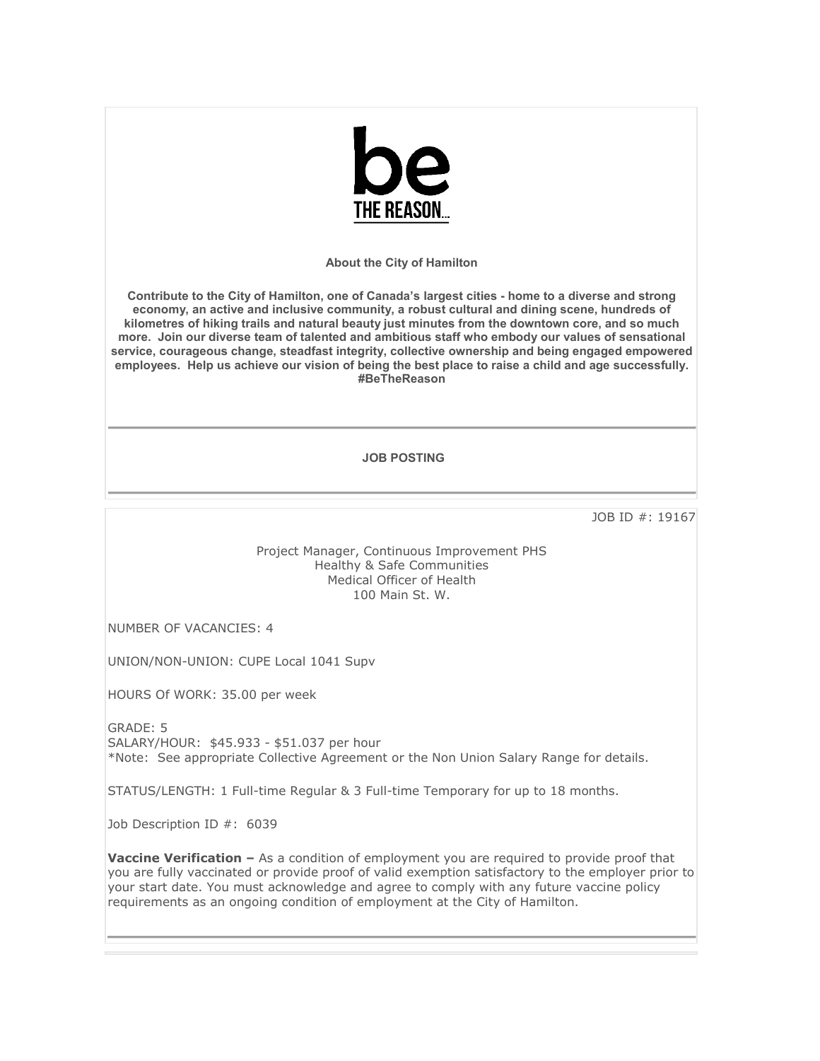**be THE REASON...**

**About the City of Hamilton**

**Contribute to the City of Hamilton, one of Canada's largest cities - home to a diverse and strong economy, an active and inclusive community, a robust cultural and dining scene, hundreds of kilometres of hiking trails and natural beauty just minutes from the downtown core, and so much more. Join our diverse team of talented and ambitious staff who embody our values of sensational service, courageous change, steadfast integrity, collective ownership and being engaged empowered employees. Help us achieve our vision of being the best place to raise a child and age successfully. #BeTheReason**

**JOB POSTING**

JOB ID #: 19167

Project Manager, Continuous Improvement PHS
Healthy & Safe Communities
Medical Officer of Health
100 Main St. W.

NUMBER OF VACANCIES: 4

UNION/NON-UNION: CUPE Local 1041 Supv

HOURS Of WORK: 35.00 per week

GRADE: 5
SALARY/HOUR: $45.933 - $51.037 per hour
*Note: See appropriate Collective Agreement or the Non Union Salary Range for details.

STATUS/LENGTH: 1 Full-time Regular & 3 Full-time Temporary for up to 18 months.

Job Description ID #: 6039

**Vaccine Verification –** As a condition of employment you are required to provide proof that you are fully vaccinated or provide proof of valid exemption satisfactory to the employer prior to your start date. You must acknowledge and agree to comply with any future vaccine policy requirements as an ongoing condition of employment at the City of Hamilton.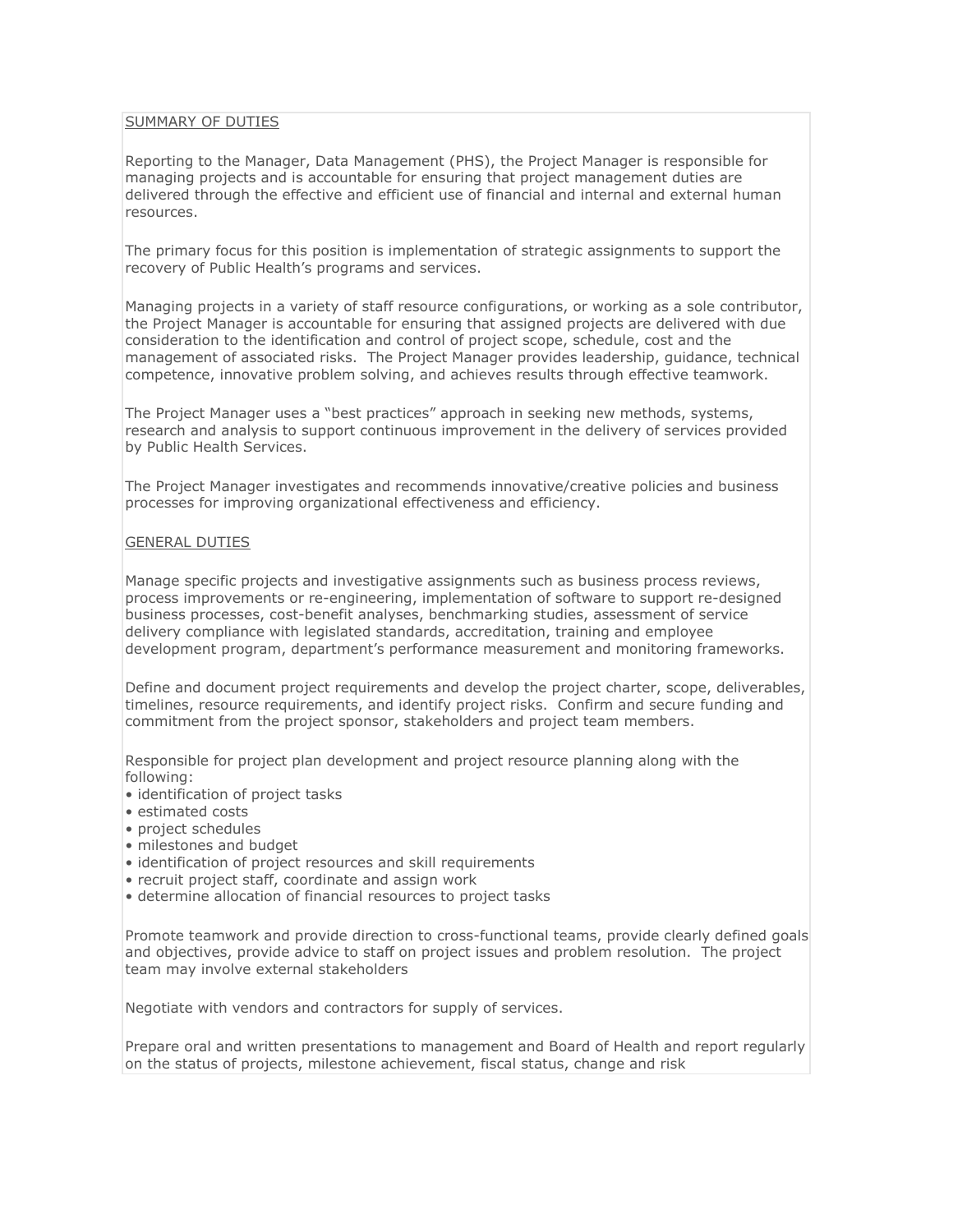## SUMMARY OF DUTIES

Reporting to the Manager, Data Management (PHS), the Project Manager is responsible for managing projects and is accountable for ensuring that project management duties are delivered through the effective and efficient use of financial and internal and external human resources.

The primary focus for this position is implementation of strategic assignments to support the recovery of Public Health's programs and services.

Managing projects in a variety of staff resource configurations, or working as a sole contributor, the Project Manager is accountable for ensuring that assigned projects are delivered with due consideration to the identification and control of project scope, schedule, cost and the management of associated risks. The Project Manager provides leadership, guidance, technical competence, innovative problem solving, and achieves results through effective teamwork.

The Project Manager uses a "best practices" approach in seeking new methods, systems, research and analysis to support continuous improvement in the delivery of services provided by Public Health Services.

The Project Manager investigates and recommends innovative/creative policies and business processes for improving organizational effectiveness and efficiency.

## GENERAL DUTIES

Manage specific projects and investigative assignments such as business process reviews, process improvements or re-engineering, implementation of software to support re-designed business processes, cost-benefit analyses, benchmarking studies, assessment of service delivery compliance with legislated standards, accreditation, training and employee development program, department's performance measurement and monitoring frameworks.

Define and document project requirements and develop the project charter, scope, deliverables, timelines, resource requirements, and identify project risks. Confirm and secure funding and commitment from the project sponsor, stakeholders and project team members.

Responsible for project plan development and project resource planning along with the following:

- identification of project tasks
- estimated costs
- project schedules
- milestones and budget
- identification of project resources and skill requirements
- recruit project staff, coordinate and assign work
- determine allocation of financial resources to project tasks

Promote teamwork and provide direction to cross-functional teams, provide clearly defined goals and objectives, provide advice to staff on project issues and problem resolution. The project team may involve external stakeholders

Negotiate with vendors and contractors for supply of services.

Prepare oral and written presentations to management and Board of Health and report regularly on the status of projects, milestone achievement, fiscal status, change and risk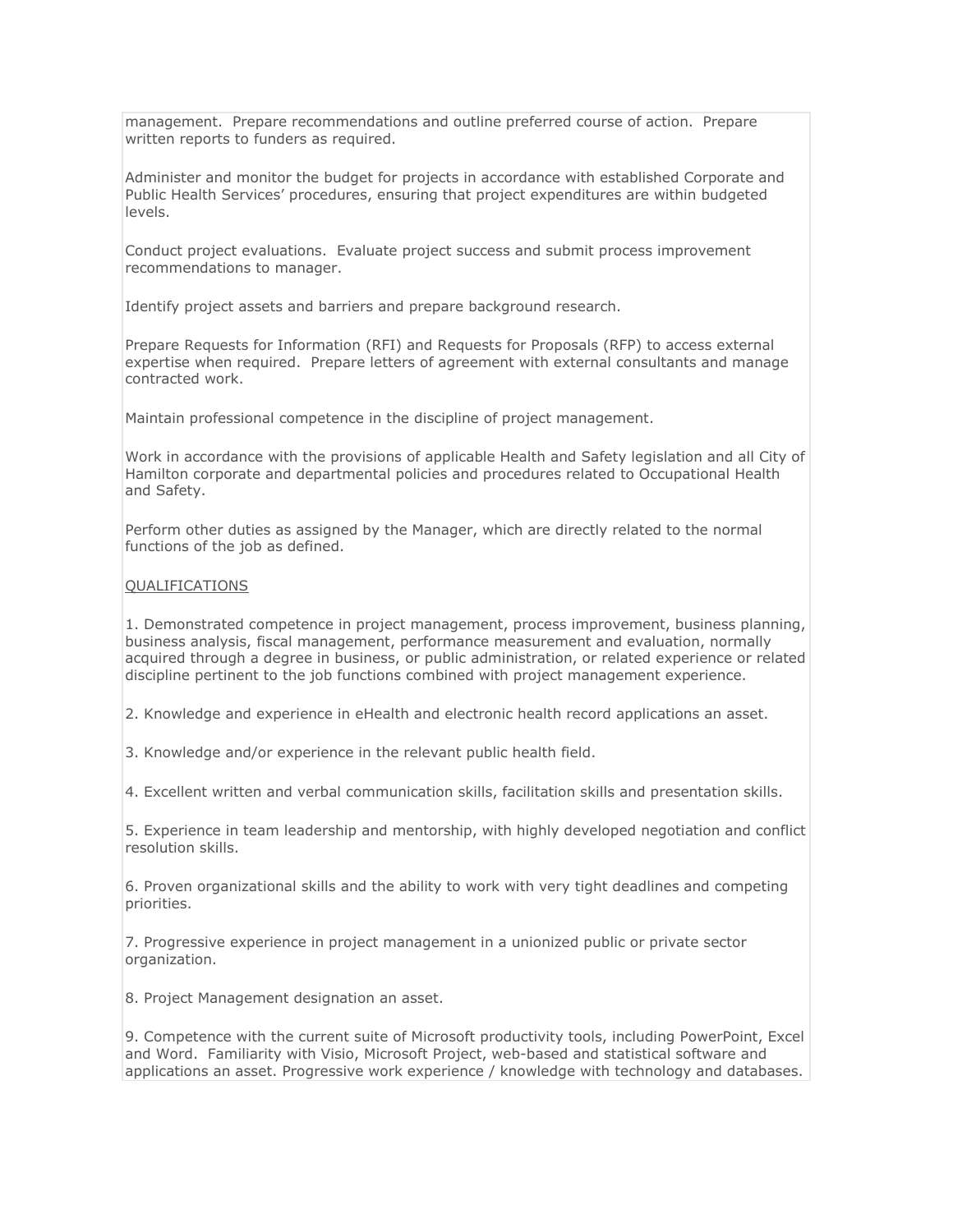management. Prepare recommendations and outline preferred course of action. Prepare written reports to funders as required.

Administer and monitor the budget for projects in accordance with established Corporate and Public Health Services' procedures, ensuring that project expenditures are within budgeted levels.

Conduct project evaluations. Evaluate project success and submit process improvement recommendations to manager.

Identify project assets and barriers and prepare background research.

Prepare Requests for Information (RFI) and Requests for Proposals (RFP) to access external expertise when required. Prepare letters of agreement with external consultants and manage contracted work.

Maintain professional competence in the discipline of project management.

Work in accordance with the provisions of applicable Health and Safety legislation and all City of Hamilton corporate and departmental policies and procedures related to Occupational Health and Safety.

Perform other duties as assigned by the Manager, which are directly related to the normal functions of the job as defined.

QUALIFICATIONS

1. Demonstrated competence in project management, process improvement, business planning, business analysis, fiscal management, performance measurement and evaluation, normally acquired through a degree in business, or public administration, or related experience or related discipline pertinent to the job functions combined with project management experience.

2. Knowledge and experience in eHealth and electronic health record applications an asset.

3. Knowledge and/or experience in the relevant public health field.

4. Excellent written and verbal communication skills, facilitation skills and presentation skills.

5. Experience in team leadership and mentorship, with highly developed negotiation and conflict resolution skills.

6. Proven organizational skills and the ability to work with very tight deadlines and competing priorities.

7. Progressive experience in project management in a unionized public or private sector organization.

8. Project Management designation an asset.

9. Competence with the current suite of Microsoft productivity tools, including PowerPoint, Excel and Word. Familiarity with Visio, Microsoft Project, web-based and statistical software and applications an asset. Progressive work experience / knowledge with technology and databases.